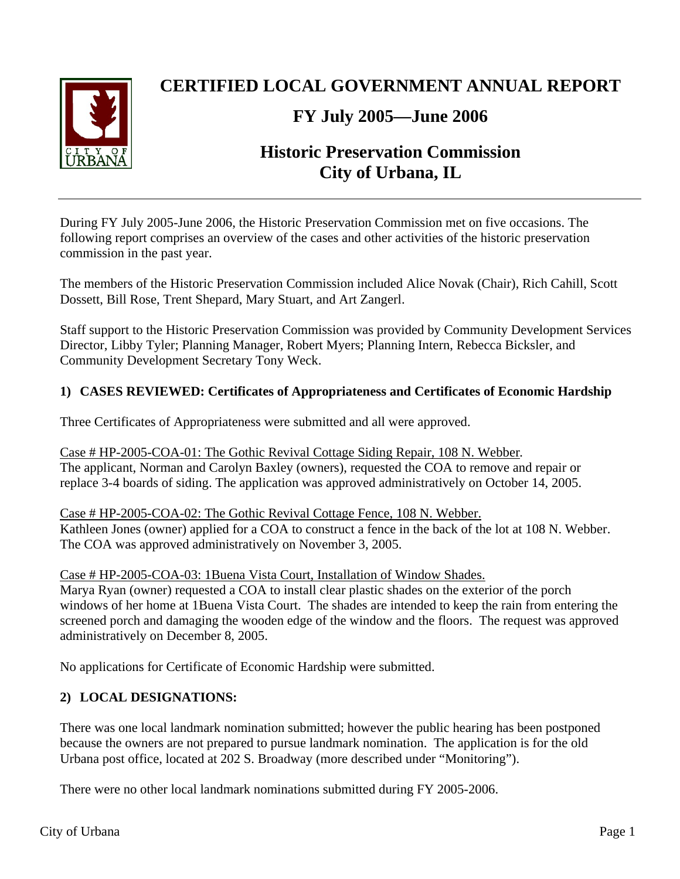# CERTIFIED LOCAL GOVERNMENT ANNUAL REPORT

## FY July 2005—June 2006

## Historic Preservation Commission
## City of Urbana, IL

---

During FY July 2005-June 2006, the Historic Preservation Commission met on five occasions. The following report comprises an overview of the cases and other activities of the historic preservation commission in the past year.

The members of the Historic Preservation Commission included Alice Novak (Chair), Rich Cahill, Scott Dossett, Bill Rose, Trent Shepard, Mary Stuart, and Art Zangerl.

Staff support to the Historic Preservation Commission was provided by Community Development Services Director, Libby Tyler; Planning Manager, Robert Myers; Planning Intern, Rebecca Bicksler, and Community Development Secretary Tony Weck.

### 1) CASES REVIEWED: Certificates of Appropriateness and Certificates of Economic Hardship

Three Certificates of Appropriateness were submitted and all were approved.

Case # HP-2005-COA-01: The Gothic Revival Cottage Siding Repair, 108 N. Webber.
The applicant, Norman and Carolyn Baxley (owners), requested the COA to remove and repair or replace 3-4 boards of siding. The application was approved administratively on October 14, 2005.

Case # HP-2005-COA-02: The Gothic Revival Cottage Fence, 108 N. Webber.
Kathleen Jones (owner) applied for a COA to construct a fence in the back of the lot at 108 N. Webber. The COA was approved administratively on November 3, 2005.

Case # HP-2005-COA-03: 1Buena Vista Court, Installation of Window Shades.
Marya Ryan (owner) requested a COA to install clear plastic shades on the exterior of the porch windows of her home at 1Buena Vista Court. The shades are intended to keep the rain from entering the screened porch and damaging the wooden edge of the window and the floors. The request was approved administratively on December 8, 2005.

No applications for Certificate of Economic Hardship were submitted.

### 2) LOCAL DESIGNATIONS:

There was one local landmark nomination submitted; however the public hearing has been postponed because the owners are not prepared to pursue landmark nomination. The application is for the old Urbana post office, located at 202 S. Broadway (more described under "Monitoring").

There were no other local landmark nominations submitted during FY 2005-2006.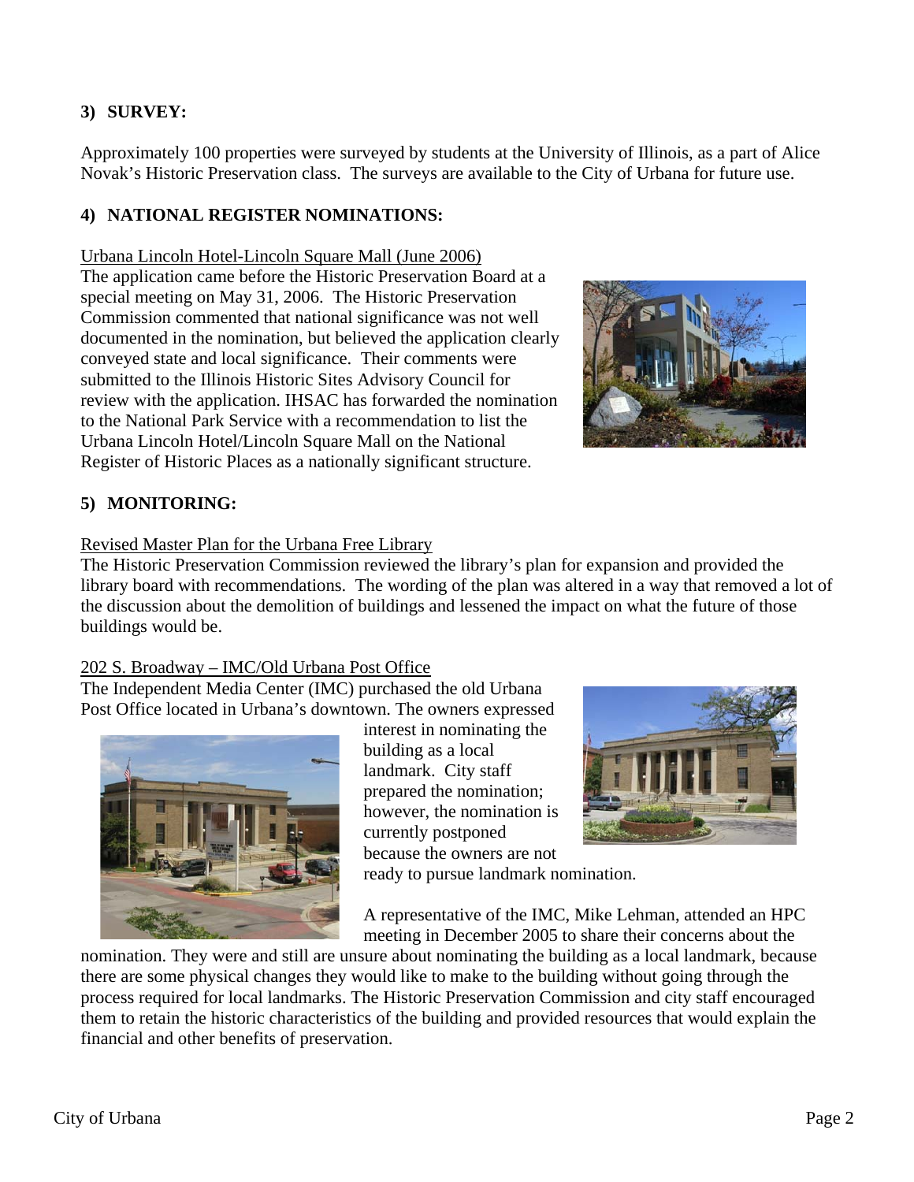## 3) SURVEY:

Approximately 100 properties were surveyed by students at the University of Illinois, as a part of Alice Novak's Historic Preservation class. The surveys are available to the City of Urbana for future use.

## 4) NATIONAL REGISTER NOMINATIONS:

Urbana Lincoln Hotel-Lincoln Square Mall (June 2006)

The application came before the Historic Preservation Board at a special meeting on May 31, 2006. The Historic Preservation Commission commented that national significance was not well documented in the nomination, but believed the application clearly conveyed state and local significance. Their comments were submitted to the Illinois Historic Sites Advisory Council for review with the application. IHSAC has forwarded the nomination to the National Park Service with a recommendation to list the Urbana Lincoln Hotel/Lincoln Square Mall on the National Register of Historic Places as a nationally significant structure.

## 5) MONITORING:

Revised Master Plan for the Urbana Free Library

The Historic Preservation Commission reviewed the library's plan for expansion and provided the library board with recommendations. The wording of the plan was altered in a way that removed a lot of the discussion about the demolition of buildings and lessened the impact on what the future of those buildings would be.

202 S. Broadway – IMC/Old Urbana Post Office

The Independent Media Center (IMC) purchased the old Urbana Post Office located in Urbana's downtown. The owners expressed interest in nominating the building as a local landmark. City staff prepared the nomination; however, the nomination is currently postponed because the owners are not ready to pursue landmark nomination.

A representative of the IMC, Mike Lehman, attended an HPC meeting in December 2005 to share their concerns about the nomination. They were and still are unsure about nominating the building as a local landmark, because there are some physical changes they would like to make to the building without going through the process required for local landmarks. The Historic Preservation Commission and city staff encouraged them to retain the historic characteristics of the building and provided resources that would explain the financial and other benefits of preservation.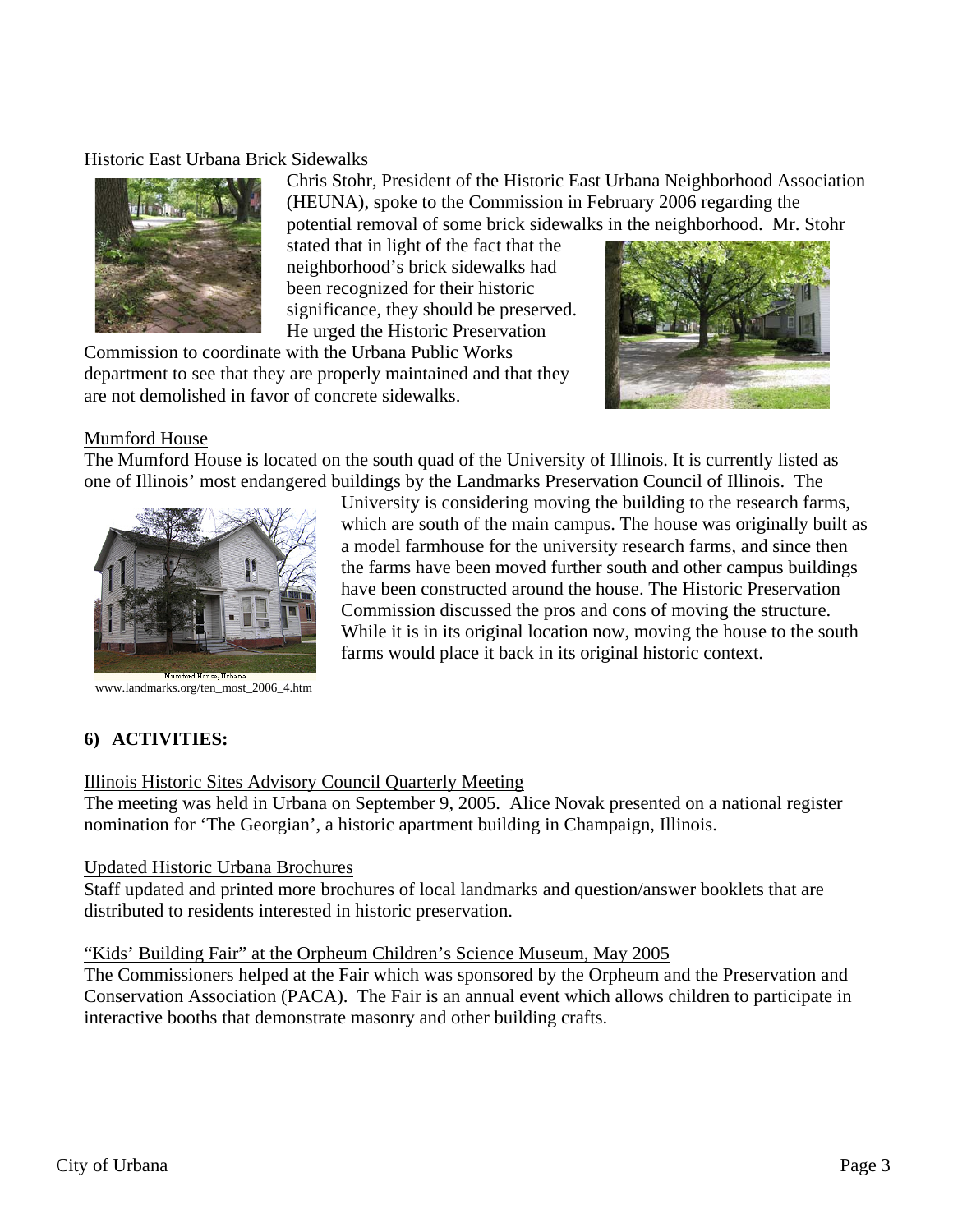Historic East Urbana Brick Sidewalks

Chris Stohr, President of the Historic East Urbana Neighborhood Association (HEUNA), spoke to the Commission in February 2006 regarding the potential removal of some brick sidewalks in the neighborhood. Mr. Stohr stated that in light of the fact that the neighborhood's brick sidewalks had been recognized for their historic significance, they should be preserved. He urged the Historic Preservation Commission to coordinate with the Urbana Public Works department to see that they are properly maintained and that they are not demolished in favor of concrete sidewalks.

Mumford House

The Mumford House is located on the south quad of the University of Illinois. It is currently listed as one of Illinois' most endangered buildings by the Landmarks Preservation Council of Illinois. The University is considering moving the building to the research farms, which are south of the main campus. The house was originally built as a model farmhouse for the university research farms, and since then the farms have been moved further south and other campus buildings have been constructed around the house. The Historic Preservation Commission discussed the pros and cons of moving the structure. While it is in its original location now, moving the house to the south farms would place it back in its original historic context.

Mumford House, Urbana

www.landmarks.org/ten_most_2006_4.htm

## 6) ACTIVITIES:

Illinois Historic Sites Advisory Council Quarterly Meeting

The meeting was held in Urbana on September 9, 2005. Alice Novak presented on a national register nomination for 'The Georgian', a historic apartment building in Champaign, Illinois.

Updated Historic Urbana Brochures

Staff updated and printed more brochures of local landmarks and question/answer booklets that are distributed to residents interested in historic preservation.

"Kids' Building Fair" at the Orpheum Children's Science Museum, May 2005

The Commissioners helped at the Fair which was sponsored by the Orpheum and the Preservation and Conservation Association (PACA). The Fair is an annual event which allows children to participate in interactive booths that demonstrate masonry and other building crafts.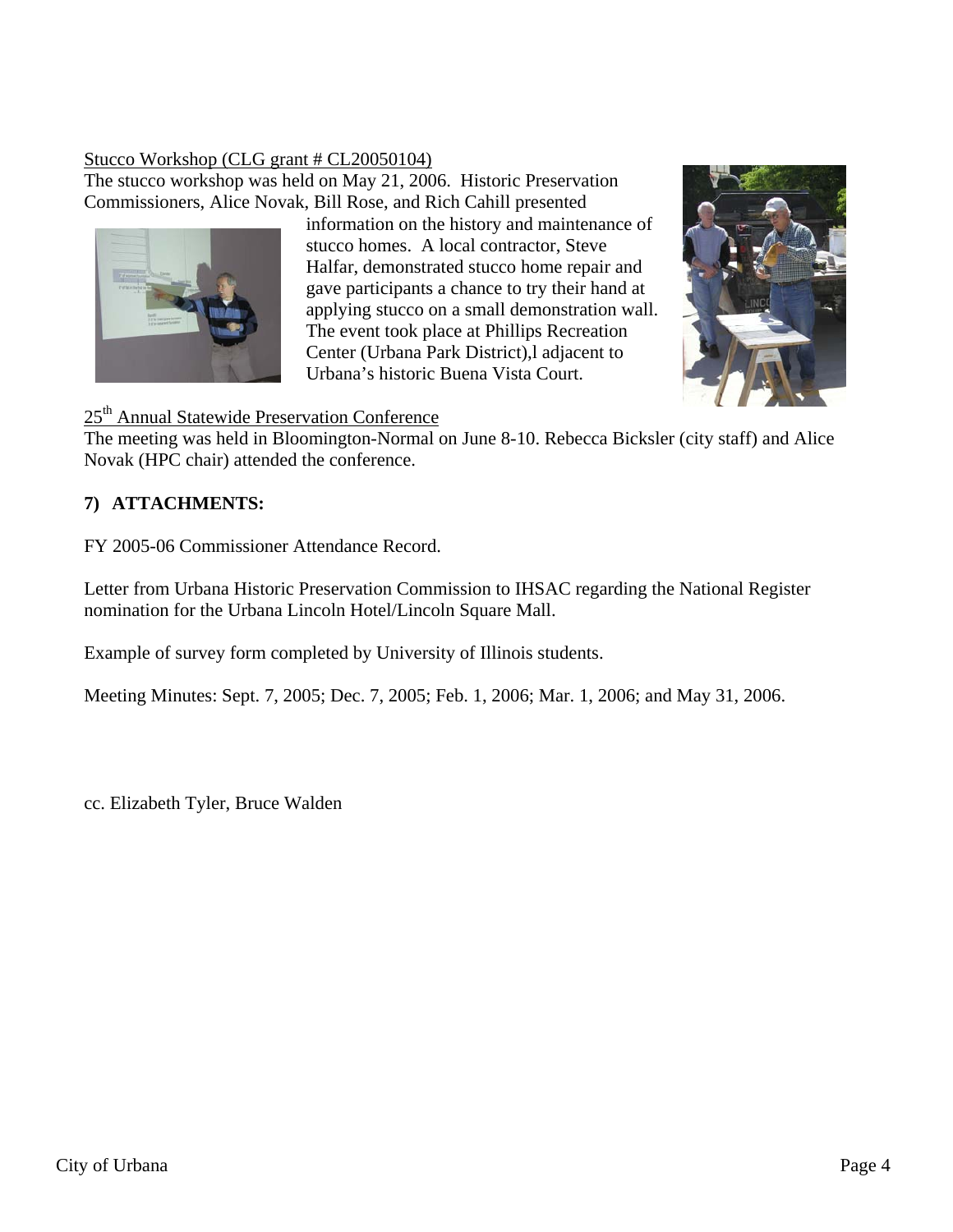Stucco Workshop (CLG grant # CL20050104)

The stucco workshop was held on May 21, 2006. Historic Preservation Commissioners, Alice Novak, Bill Rose, and Rich Cahill presented information on the history and maintenance of stucco homes. A local contractor, Steve Halfar, demonstrated stucco home repair and gave participants a chance to try their hand at applying stucco on a small demonstration wall. The event took place at Phillips Recreation Center (Urbana Park District),l adjacent to Urbana's historic Buena Vista Court.

25th Annual Statewide Preservation Conference

The meeting was held in Bloomington-Normal on June 8-10. Rebecca Bicksler (city staff) and Alice Novak (HPC chair) attended the conference.

**7) ATTACHMENTS:**

FY 2005-06 Commissioner Attendance Record.

Letter from Urbana Historic Preservation Commission to IHSAC regarding the National Register nomination for the Urbana Lincoln Hotel/Lincoln Square Mall.

Example of survey form completed by University of Illinois students.

Meeting Minutes: Sept. 7, 2005; Dec. 7, 2005; Feb. 1, 2006; Mar. 1, 2006; and May 31, 2006.

cc. Elizabeth Tyler, Bruce Walden